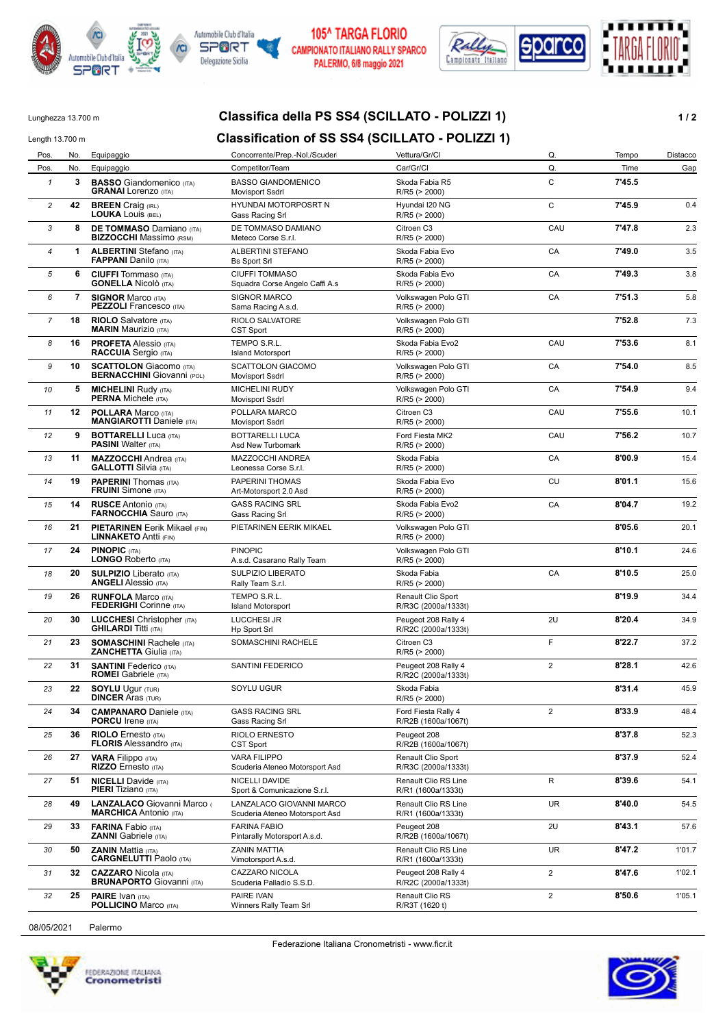105^ TARGA FLORIO
CAMPIONATO ITALIANO RALLY SPARCO
PALERMO, 6/8 maggio 2021

Lunghezza 13.700 m

# Classifica della PS SS4 (SCILLATO - POLIZZI 1)

Length 13.700 m

# Classification of SS SS4 (SCILLATO - POLIZZI 1)

| Pos. | No. | Equipaggio | Concorrente/Prep.-Nol./Scuderia | Vettura/Gr/Cl | Q. | Tempo | Distacco |
|---|---|---|---|---|---|---|---|
| Pos. | No. | Equipaggio | Competitor/Team | Car/Gr/Cl | Q. | Time | Gap |
| 1 | 3 | **BASSO** Giandomenico (ITA) **GRANAI** Lorenzo (ITA) | BASSO GIANDOMENICO Movisport Ssdrl | Skoda Fabia R5 R/R5 (> 2000) | C | **7'45.5** | |
| 2 | 42 | **BREEN** Craig (IRL) **LOUKA** Louis (BEL) | HYUNDAI MOTORPOSRT N Gass Racing Srl | Hyundai I20 NG R/R5 (> 2000) | C | **7'45.9** | 0.4 |
| 3 | 8 | **DE TOMMASO** Damiano (ITA) **BIZZOCCHI** Massimo (RSM) | DE TOMMASO DAMIANO Meteco Corse S.r.l. | Citroen C3 R/R5 (> 2000) | CAU | **7'47.8** | 2.3 |
| 4 | 1 | **ALBERTINI** Stefano (ITA) **FAPPANI** Danilo (ITA) | ALBERTINI STEFANO Bs Sport Srl | Skoda Fabia Evo R/R5 (> 2000) | CA | **7'49.0** | 3.5 |
| 5 | 6 | **CIUFFI** Tommaso (ITA) **GONELLA** Nicolò (ITA) | CIUFFI TOMMASO Squadra Corse Angelo Caffi A.s | Skoda Fabia Evo R/R5 (> 2000) | CA | **7'49.3** | 3.8 |
| 6 | 7 | **SIGNOR** Marco (ITA) **PEZZOLI** Francesco (ITA) | SIGNOR MARCO Sama Racing A.s.d. | Volkswagen Polo GTI R/R5 (> 2000) | CA | **7'51.3** | 5.8 |
| 7 | 18 | **RIOLO** Salvatore (ITA) **MARIN** Maurizio (ITA) | RIOLO SALVATORE CST Sport | Volkswagen Polo GTI R/R5 (> 2000) | | **7'52.8** | 7.3 |
| 8 | 16 | **PROFETA** Alessio (ITA) **RACCUIA** Sergio (ITA) | TEMPO S.R.L. Island Motorsport | Skoda Fabia Evo2 R/R5 (> 2000) | CAU | **7'53.6** | 8.1 |
| 9 | 10 | **SCATTOLON** Giacomo (ITA) **BERNACCHINI** Giovanni (POL) | SCATTOLON GIACOMO Movisport Ssdrl | Volkswagen Polo GTI R/R5 (> 2000) | CA | **7'54.0** | 8.5 |
| 10 | 5 | **MICHELINI** Rudy (ITA) **PERNA** Michele (ITA) | MICHELINI RUDY Movisport Ssdrl | Volkswagen Polo GTI R/R5 (> 2000) | CA | **7'54.9** | 9.4 |
| 11 | 12 | **POLLARA** Marco (ITA) **MANGIAROTTI** Daniele (ITA) | POLLARA MARCO Movisport Ssdrl | Citroen C3 R/R5 (> 2000) | CAU | **7'55.6** | 10.1 |
| 12 | 9 | **BOTTARELLI** Luca (ITA) **PASINI** Walter (ITA) | BOTTARELLI LUCA Asd New Turbomark | Ford Fiesta MK2 R/R5 (> 2000) | CAU | **7'56.2** | 10.7 |
| 13 | 11 | **MAZZOCCHI** Andrea (ITA) **GALLOTTI** Silvia (ITA) | MAZZOCCHI ANDREA Leonessa Corse S.r.l. | Skoda Fabia R/R5 (> 2000) | CA | **8'00.9** | 15.4 |
| 14 | 19 | **PAPERINI** Thomas (ITA) **FRUINI** Simone (ITA) | PAPERINI THOMAS Art-Motorsport 2.0 Asd | Skoda Fabia Evo R/R5 (> 2000) | CU | **8'01.1** | 15.6 |
| 15 | 14 | **RUSCE** Antonio (ITA) **FARNOCCHIA** Sauro (ITA) | GASS RACING SRL Gass Racing Srl | Skoda Fabia Evo2 R/R5 (> 2000) | CA | **8'04.7** | 19.2 |
| 16 | 21 | **PIETARINEN** Eerik Mikael (FIN) **LINNAKETO** Antti (FIN) | PIETARINEN EERIK MIKAEL | Volkswagen Polo GTI R/R5 (> 2000) | | **8'05.6** | 20.1 |
| 17 | 24 | **PINOPIC** (ITA) **LONGO** Roberto (ITA) | PINOPIC A.s.d. Casarano Rally Team | Volkswagen Polo GTI R/R5 (> 2000) | | **8'10.1** | 24.6 |
| 18 | 20 | **SULPIZIO** Liberato (ITA) **ANGELI** Alessio (ITA) | SULPIZIO LIBERATO Rally Team S.r.l. | Skoda Fabia R/R5 (> 2000) | CA | **8'10.5** | 25.0 |
| 19 | 26 | **RUNFOLA** Marco (ITA) **FEDERIGHI** Corinne (ITA) | TEMPO S.R.L. Island Motorsport | Renault Clio Sport R/R3C (2000a/1333t) | | **8'19.9** | 34.4 |
| 20 | 30 | **LUCCHESI** Christopher (ITA) **GHILARDI** Titti (ITA) | LUCCHESI JR Hp Sport Srl | Peugeot 208 Rally 4 R/R2C (2000a/1333t) | 2U | **8'20.4** | 34.9 |
| 21 | 23 | **SOMASCHINI** Rachele (ITA) **ZANCHETTA** Giulia (ITA) | SOMASCHINI RACHELE | Citroen C3 R/R5 (> 2000) | F | **8'22.7** | 37.2 |
| 22 | 31 | **SANTINI** Federico (ITA) **ROMEI** Gabriele (ITA) | SANTINI FEDERICO | Peugeot 208 Rally 4 R/R2C (2000a/1333t) | 2 | **8'28.1** | 42.6 |
| 23 | 22 | **SOYLU** Ugur (TUR) **DINCER** Aras (TUR) | SOYLU UGUR | Skoda Fabia R/R5 (> 2000) | | **8'31.4** | 45.9 |
| 24 | 34 | **CAMPANARO** Daniele (ITA) **PORCU** Irene (ITA) | GASS RACING SRL Gass Racing Srl | Ford Fiesta Rally 4 R/R2B (1600a/1067t) | 2 | **8'33.9** | 48.4 |
| 25 | 36 | **RIOLO** Ernesto (ITA) **FLORIS** Alessandro (ITA) | RIOLO ERNESTO CST Sport | Peugeot 208 R/R2B (1600a/1067t) | | **8'37.8** | 52.3 |
| 26 | 27 | **VARA** Filippo (ITA) **RIZZO** Ernesto (ITA) | VARA FILIPPO Scuderia Ateneo Motorsport Asd | Renault Clio Sport R/R3C (2000a/1333t) | | **8'37.9** | 52.4 |
| 27 | 51 | **NICELLI** Davide (ITA) **PIERI** Tiziano (ITA) | NICELLI DAVIDE Sport & Comunicazione S.r.l. | Renault Clio RS Line R/R1 (1600a/1333t) | R | **8'39.6** | 54.1 |
| 28 | 49 | **LANZALACO** Giovanni Marco ( **MARCHICA** Antonio (ITA) | LANZALACO GIOVANNI MARCO Scuderia Ateneo Motorsport Asd | Renault Clio RS Line R/R1 (1600a/1333t) | UR | **8'40.0** | 54.5 |
| 29 | 33 | **FARINA** Fabio (ITA) **ZANNI** Gabriele (ITA) | FARINA FABIO Pintarally Motorsport A.s.d. | Peugeot 208 R/R2B (1600a/1067t) | 2U | **8'43.1** | 57.6 |
| 30 | 50 | **ZANIN** Mattia (ITA) **CARGNELUTTI** Paolo (ITA) | ZANIN MATTIA Vimotorsport A.s.d. | Renault Clio RS Line R/R1 (1600a/1333t) | UR | **8'47.2** | 1'01.7 |
| 31 | 32 | **CAZZARO** Nicola (ITA) **BRUNAPORTO** Giovanni (ITA) | CAZZARO NICOLA Scuderia Palladio S.S.D. | Peugeot 208 Rally 4 R/R2C (2000a/1333t) | 2 | **8'47.6** | 1'02.1 |
| 32 | 25 | **PAIRE** Ivan (ITA) **POLLICINO** Marco (ITA) | PAIRE IVAN Winners Rally Team Srl | Renault Clio RS R/R3T (1620 t) | 2 | **8'50.6** | 1'05.1 |

08/05/2021 Palermo

Federazione Italiana Cronometristi - www.ficr.it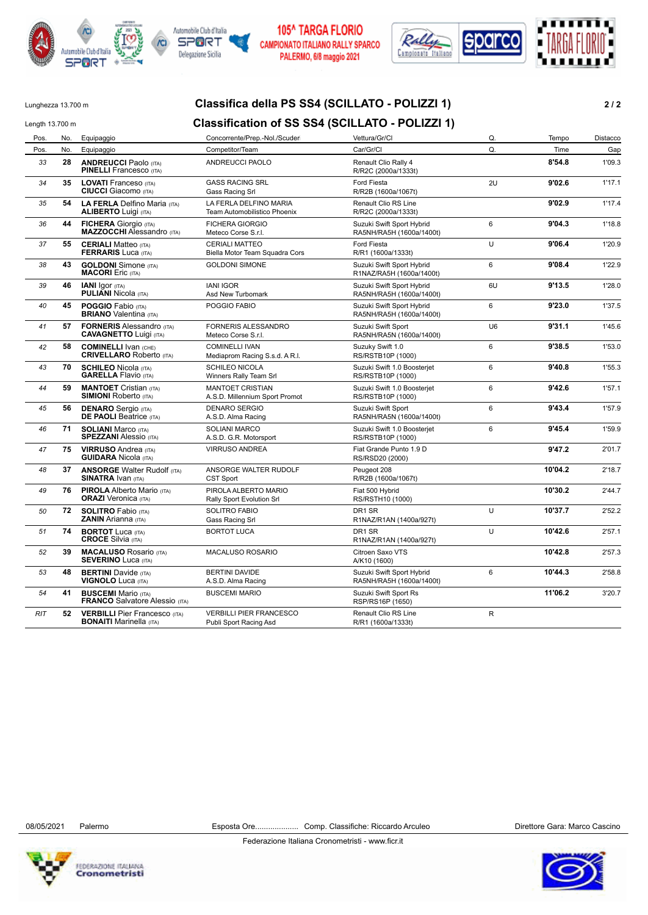105^ TARGA FLORIO
CAMPIONATO ITALIANO RALLY SPARCO
PALERMO, 6/8 maggio 2021

Lunghezza 13.700 m

Length 13.700 m

## Classifica della PS SS4 (SCILLATO - POLIZZI 1)

## Classification of SS SS4 (SCILLATO - POLIZZI 1)

| Pos. | No. | Equipaggio | Concorrente/Prep.-Nol./Scuderia | Vettura/Gr/Cl | Q. | Tempo | Distacco |
|---|---|---|---|---|---|---|---|
| Pos. | No. | Equipaggio | Competitor/Team | Car/Gr/Cl | Q. | Time | Gap |
| 33 | 28 | **ANDREUCCI** Paolo (ITA) **PINELLI** Francesco (ITA) | ANDREUCCI PAOLO | Renault Clio Rally 4 R/R2C (2000a/1333t) | | **8'54.8** | 1'09.3 |
| 34 | 35 | **LOVATI** Franceso (ITA) **CIUCCI** Giacomo (ITA) | GASS RACING SRL Gass Racing Srl | Ford Fiesta R/R2B (1600a/1067t) | 2U | **9'02.6** | 1'17.1 |
| 35 | 54 | **LA FERLA** Delfino Maria (ITA) **ALIBERTO** Luigi (ITA) | LA FERLA DELFINO MARIA Team Automobilistico Phoenix | Renault Clio RS Line R/R2C (2000a/1333t) | | **9'02.9** | 1'17.4 |
| 36 | 44 | **FICHERA** Giorgio (ITA) **MAZZOCCHI** Alessandro (ITA) | FICHERA GIORGIO Meteco Corse S.r.l. | Suzuki Swift Sport Hybrid RA5NH/RA5H (1600a/1400t) | 6 | **9'04.3** | 1'18.8 |
| 37 | 55 | **CERIALI** Matteo (ITA) **FERRARIS** Luca (ITA) | CERIALI MATTEO Biella Motor Team Squadra Cors | Ford Fiesta R/R1 (1600a/1333t) | U | **9'06.4** | 1'20.9 |
| 38 | 43 | **GOLDONI** Simone (ITA) **MACORI** Eric (ITA) | GOLDONI SIMONE | Suzuki Swift Sport Hybrid R1NAZ/RA5H (1600a/1400t) | 6 | **9'08.4** | 1'22.9 |
| 39 | 46 | **IANI** Igor (ITA) **PULIANI** Nicola (ITA) | IANI IGOR Asd New Turbomark | Suzuki Swift Sport Hybrid RA5NH/RA5H (1600a/1400t) | 6U | **9'13.5** | 1'28.0 |
| 40 | 45 | **POGGIO** Fabio (ITA) **BRIANO** Valentina (ITA) | POGGIO FABIO | Suzuki Swift Sport Hybrid RA5NH/RA5H (1600a/1400t) | 6 | **9'23.0** | 1'37.5 |
| 41 | 57 | **FORNERIS** Alessandro (ITA) **CAVAGNETTO** Luigi (ITA) | FORNERIS ALESSANDRO Meteco Corse S.r.l. | Suzuki Swift Sport RA5NH/RA5N (1600a/1400t) | U6 | **9'31.1** | 1'45.6 |
| 42 | 58 | **COMINELLI** Ivan (CHE) **CRIVELLARO** Roberto (ITA) | COMINELLI IVAN Mediaprom Racing S.s.d. A R.l. | Suzuky Swift 1.0 RS/RSTB10P (1000) | 6 | **9'38.5** | 1'53.0 |
| 43 | 70 | **SCHILEO** Nicola (ITA) **GARELLA** Flavio (ITA) | SCHILEO NICOLA Winners Rally Team Srl | Suzuki Swift 1.0 Boosterjet RS/RSTB10P (1000) | 6 | **9'40.8** | 1'55.3 |
| 44 | 59 | **MANTOET** Cristian (ITA) **SIMIONI** Roberto (ITA) | MANTOET CRISTIAN A.S.D. Millennium Sport Promot | Suzuki Swift 1.0 Boosterjet RS/RSTB10P (1000) | 6 | **9'42.6** | 1'57.1 |
| 45 | 56 | **DENARO** Sergio (ITA) **DE PAOLI** Beatrice (ITA) | DENARO SERGIO A.S.D. Alma Racing | Suzuki Swift Sport RA5NH/RA5N (1600a/1400t) | 6 | **9'43.4** | 1'57.9 |
| 46 | 71 | **SOLIANI** Marco (ITA) **SPEZZANI** Alessio (ITA) | SOLIANI MARCO A.S.D. G.R. Motorsport | Suzuki Swift 1.0 Boosterjet RS/RSTB10P (1000) | 6 | **9'45.4** | 1'59.9 |
| 47 | 75 | **VIRRUSO** Andrea (ITA) **GUIDARA** Nicola (ITA) | VIRRUSO ANDREA | Fiat Grande Punto 1.9 D RS/RSD20 (2000) | | **9'47.2** | 2'01.7 |
| 48 | 37 | **ANSORGE** Walter Rudolf (ITA) **SINATRA** Ivan (ITA) | ANSORGE WALTER RUDOLF CST Sport | Peugeot 208 R/R2B (1600a/1067t) | | **10'04.2** | 2'18.7 |
| 49 | 76 | **PIROLA** Alberto Mario (ITA) **ORAZI** Veronica (ITA) | PIROLA ALBERTO MARIO Rally Sport Evolution Srl | Fiat 500 Hybrid RS/RSTH10 (1000) | | **10'30.2** | 2'44.7 |
| 50 | 72 | **SOLITRO** Fabio (ITA) **ZANIN** Arianna (ITA) | SOLITRO FABIO Gass Racing Srl | DR1 SR R1NAZ/R1AN (1400a/927t) | U | **10'37.7** | 2'52.2 |
| 51 | 74 | **BORTOT** Luca (ITA) **CROCE** Silvia (ITA) | BORTOT LUCA | DR1 SR R1NAZ/R1AN (1400a/927t) | U | **10'42.6** | 2'57.1 |
| 52 | 39 | **MACALUSO** Rosario (ITA) **SEVERINO** Luca (ITA) | MACALUSO ROSARIO | Citroen Saxo VTS A/K10 (1600) | | **10'42.8** | 2'57.3 |
| 53 | 48 | **BERTINI** Davide (ITA) **VIGNOLO** Luca (ITA) | BERTINI DAVIDE A.S.D. Alma Racing | Suzuki Swift Sport Hybrid RA5NH/RA5H (1600a/1400t) | 6 | **10'44.3** | 2'58.8 |
| 54 | 41 | **BUSCEMI** Mario (ITA) **FRANCO** Salvatore Alessio (ITA) | BUSCEMI MARIO | Suzuki Swift Sport Rs RSP/RS16P (1650) | | **11'06.2** | 3'20.7 |
| RIT | 52 | **VERBILLI** Pier Francesco (ITA) **BONAITI** Marinella (ITA) | VERBILLI PIER FRANCESCO Publi Sport Racing Asd | Renault Clio RS Line R/R1 (1600a/1333t) | R | | |

08/05/2021 Palermo

Esposta Ore.................... Comp. Classifiche: Riccardo Arculeo

Direttore Gara: Marco Cascino

Federazione Italiana Cronometristi - www.ficr.it